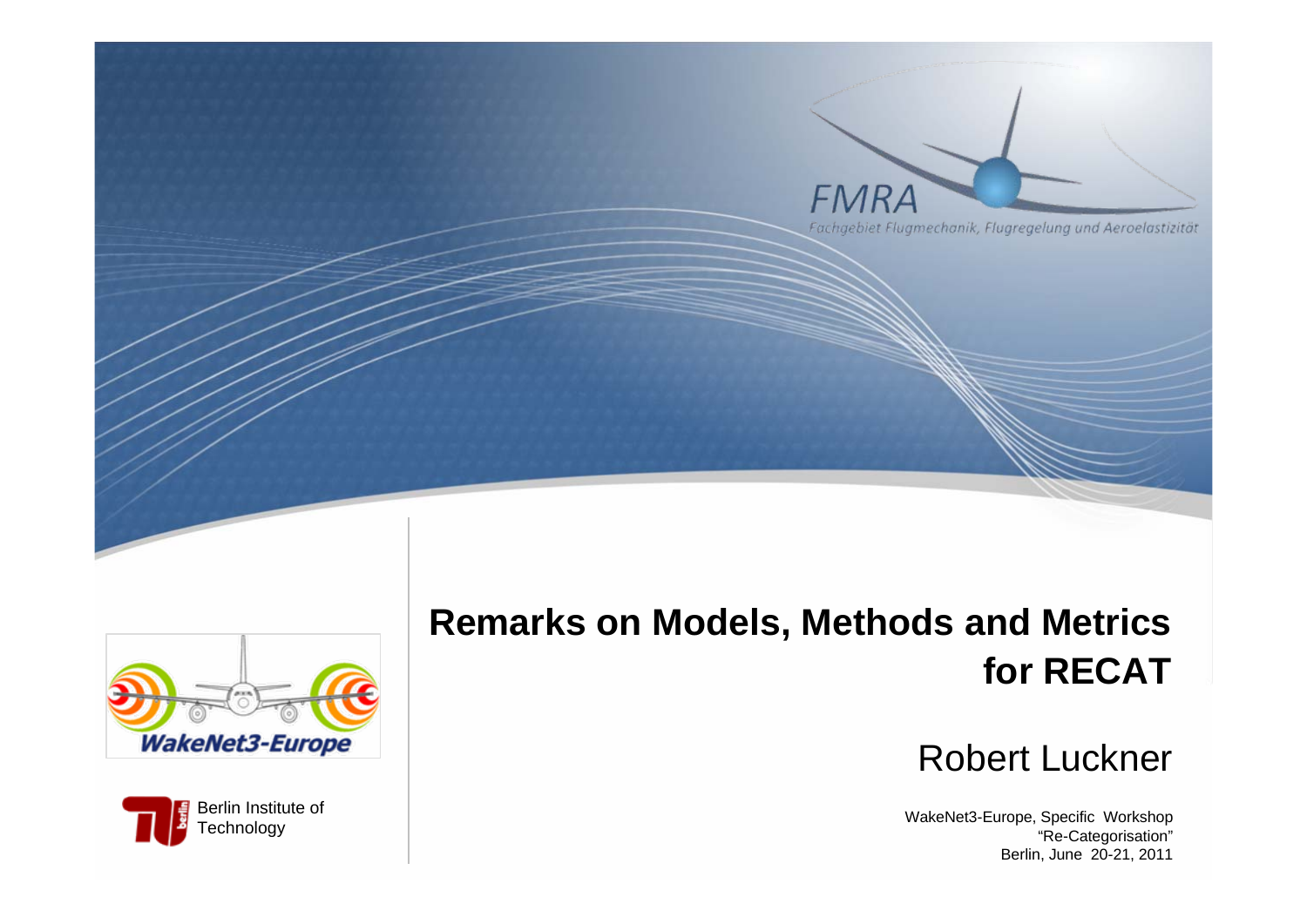FMRA

Fachgebiet Flugmechanik, Flugregelung und Aeroelastizität

# Remarks on Models, Methods and Metrics for RECAT

Robert Luckner

WakeNet3-Europe

Berlin Institute of Technology

WakeNet3-Europe, Specific Workshop
"Re-Categorisation"
Berlin, June 20-21, 2011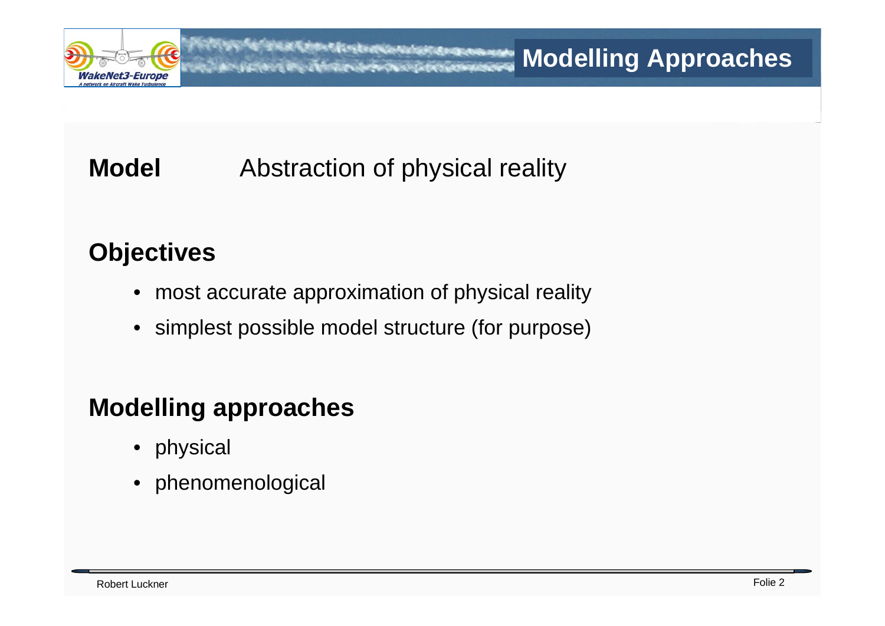# Modelling Approaches

**Model** Abstraction of physical reality

## Objectives

- most accurate approximation of physical reality
- simplest possible model structure (for purpose)

## Modelling approaches

- physical
- phenomenological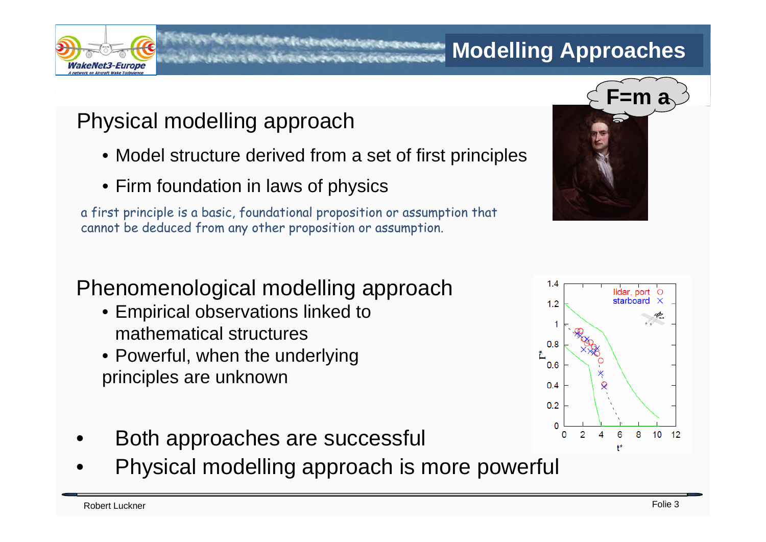# Modelling Approaches

## Physical modelling approach

- Model structure derived from a set of first principles
- Firm foundation in laws of physics

a first principle is a basic, foundational proposition or assumption that cannot be deduced from any other proposition or assumption.

F=m a

## Phenomenological modelling approach

- Empirical observations linked to mathematical structures
- Powerful, when the underlying principles are unknown

- Both approaches are successful
- Physical modelling approach is more powerful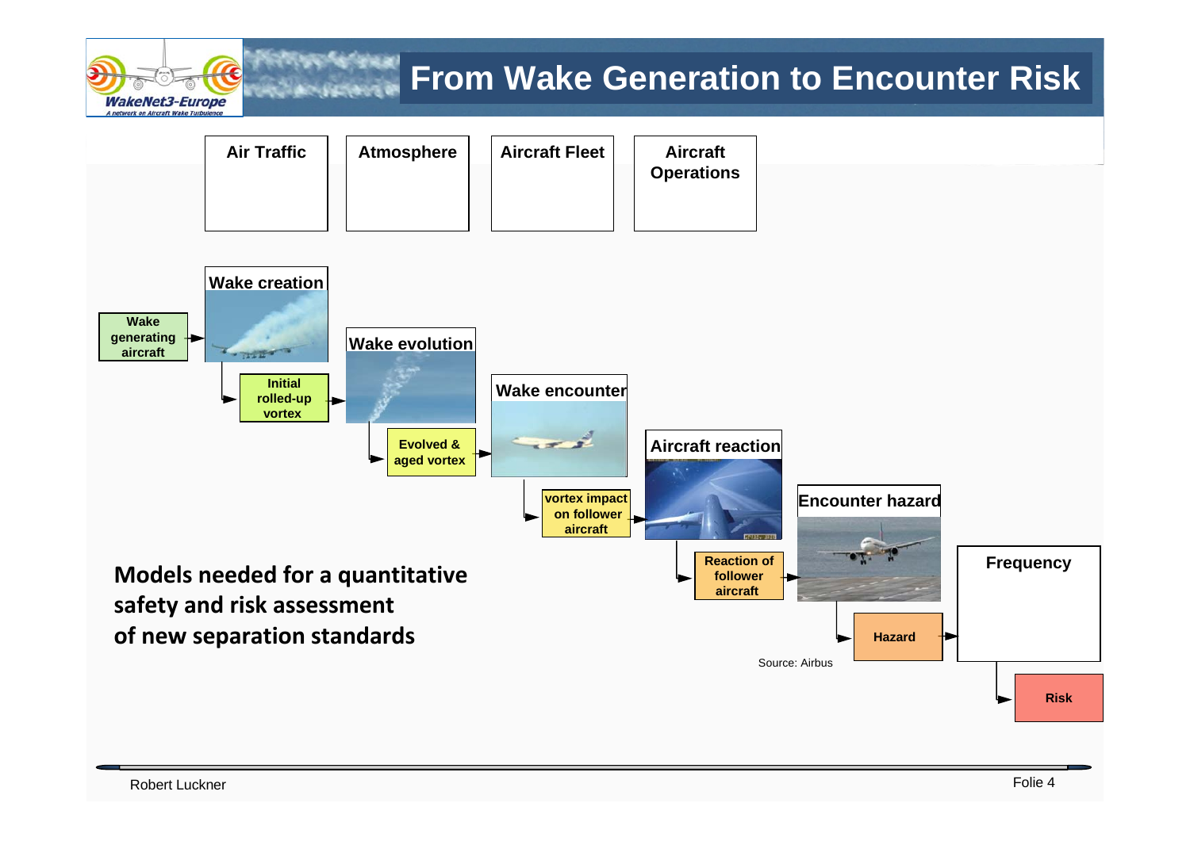# From Wake Generation to Encounter Risk

Air Traffic

Atmosphere

Aircraft Fleet

Aircraft Operations

Wake generating aircraft → **Wake creation** → Initial rolled-up vortex → **Wake evolution** → Evolved & aged vortex → **Wake encounter** → vortex impact on follower aircraft → **Aircraft reaction** → Reaction of follower aircraft → **Encounter hazard** → Hazard → **Frequency** → Risk

**Models needed for a quantitative safety and risk assessment of new separation standards**

Source: Airbus

Robert Luckner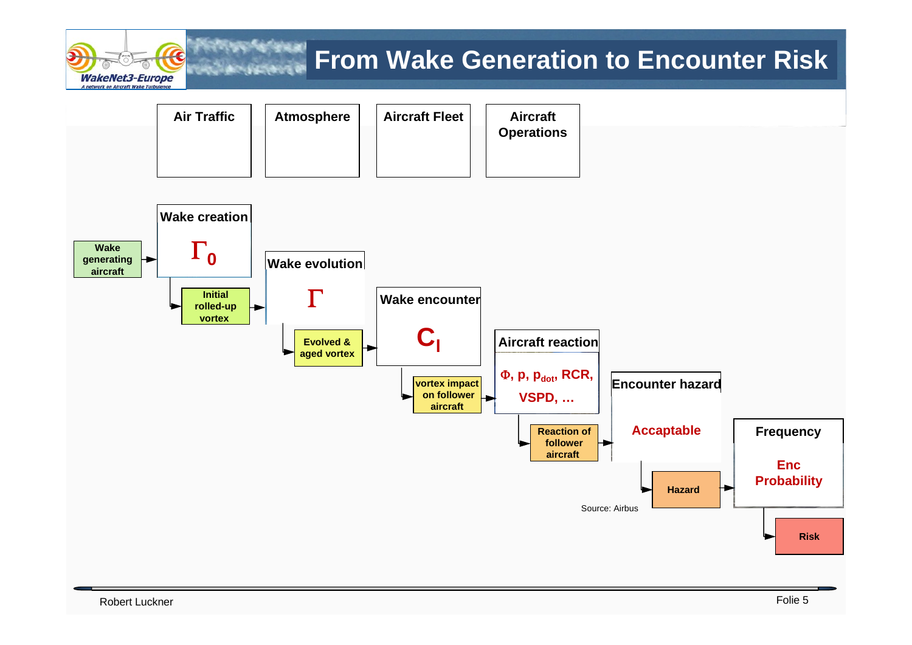# From Wake Generation to Encounter Risk

Air Traffic

Atmosphere

Aircraft Fleet

Aircraft Operations

Wake generating aircraft → **Wake creation** $\Gamma_0$ → Initial rolled-up vortex → **Wake evolution** $\Gamma$ → Evolved & aged vortex → **Wake encounter** $C_l$ → vortex impact on follower aircraft → **Aircraft reaction** $\Phi$, p, $p_{dot}$, RCR, VSPD, … → Reaction of follower aircraft → **Encounter hazard** Accaptable → Hazard → **Frequency** Enc Probability → Risk

Source: Airbus

Robert Luckner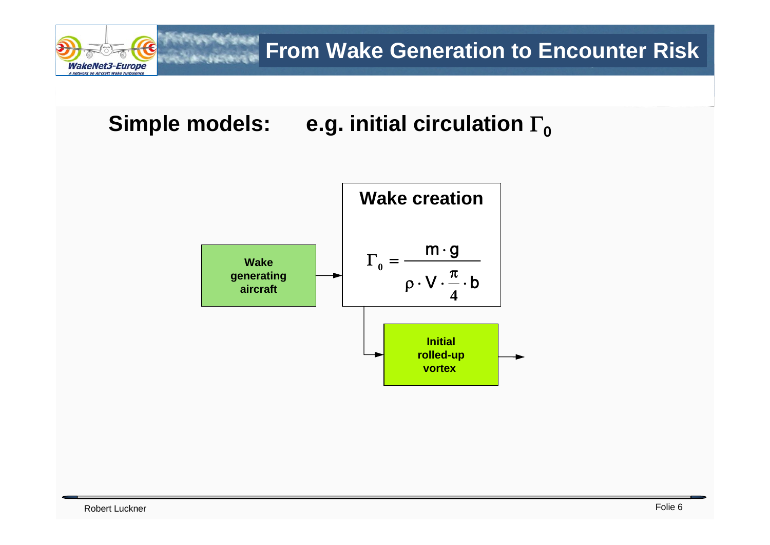# From Wake Generation to Encounter Risk

## Simple models: e.g. initial circulation $\Gamma_0$

Wake generating aircraft → **Wake creation**

$$\Gamma_0 = \frac{m \cdot g}{\rho \cdot V \cdot \frac{\pi}{4} \cdot b}$$

→ Initial rolled-up vortex →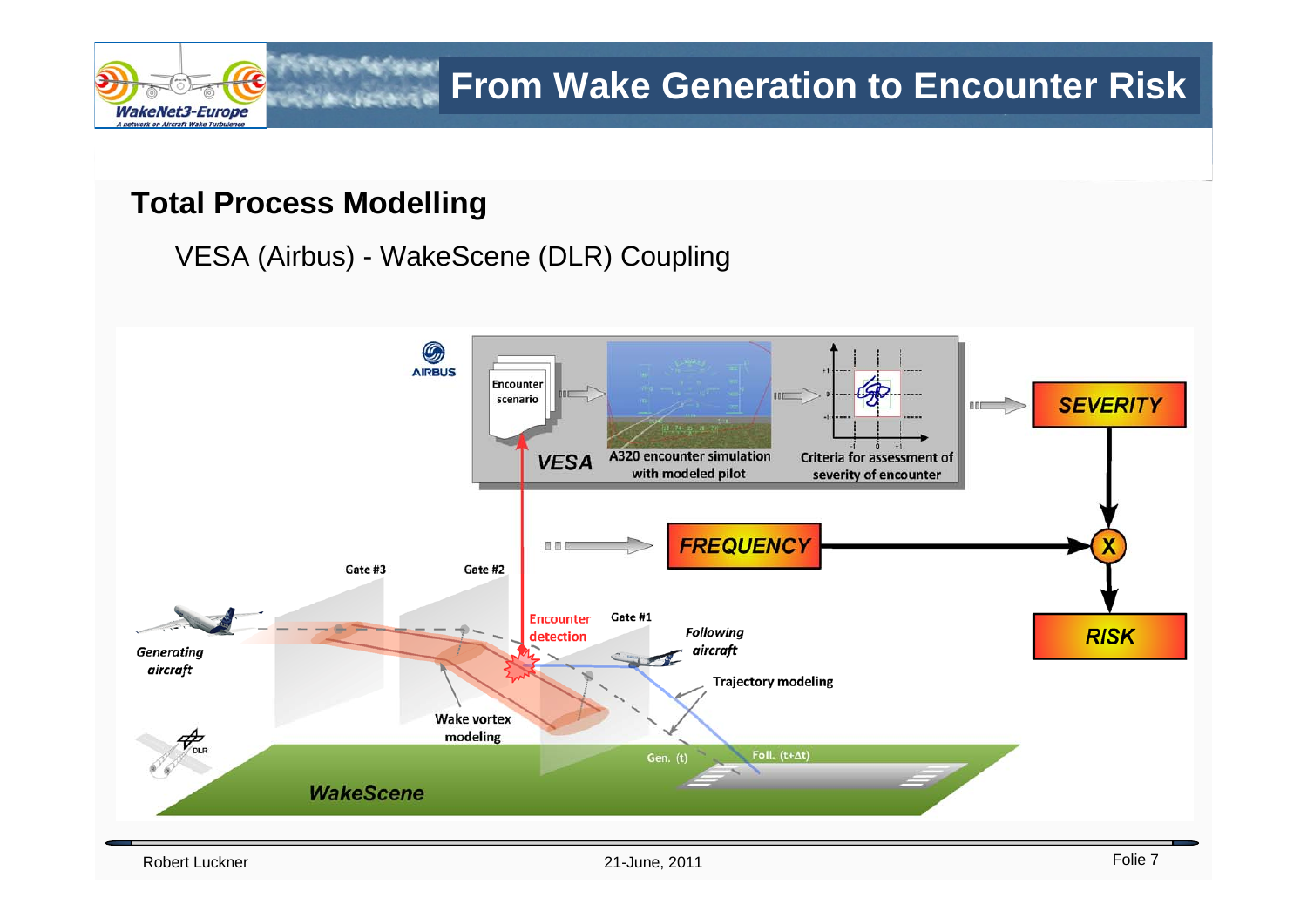# From Wake Generation to Encounter Risk

## Total Process Modelling

VESA (Airbus) - WakeScene (DLR) Coupling

AIRBUS

Encounter scenario

VESA

A320 encounter simulation with modeled pilot

Criteria for assessment of severity of encounter

SEVERITY

FREQUENCY

X

RISK

Gate #3

Gate #2

Gate #1

Encounter detection

Generating aircraft

Following aircraft

Trajectory modeling

Wake vortex modeling

Gen. (t)

Foll. (t+Δt)

DLR

WakeScene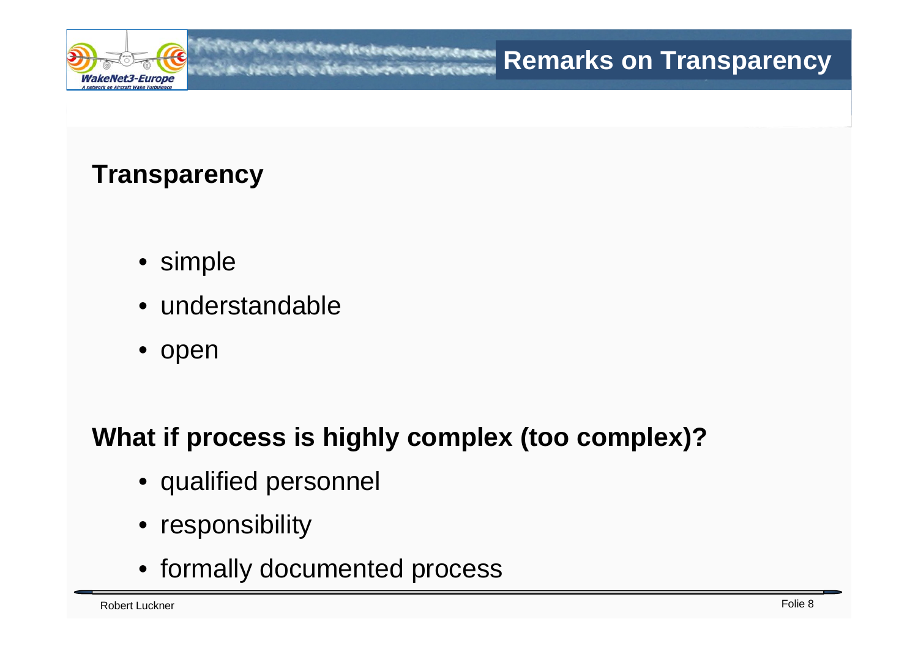# Remarks on Transparency

## Transparency

- simple
- understandable
- open

## What if process is highly complex (too complex)?

- qualified personnel
- responsibility
- formally documented process